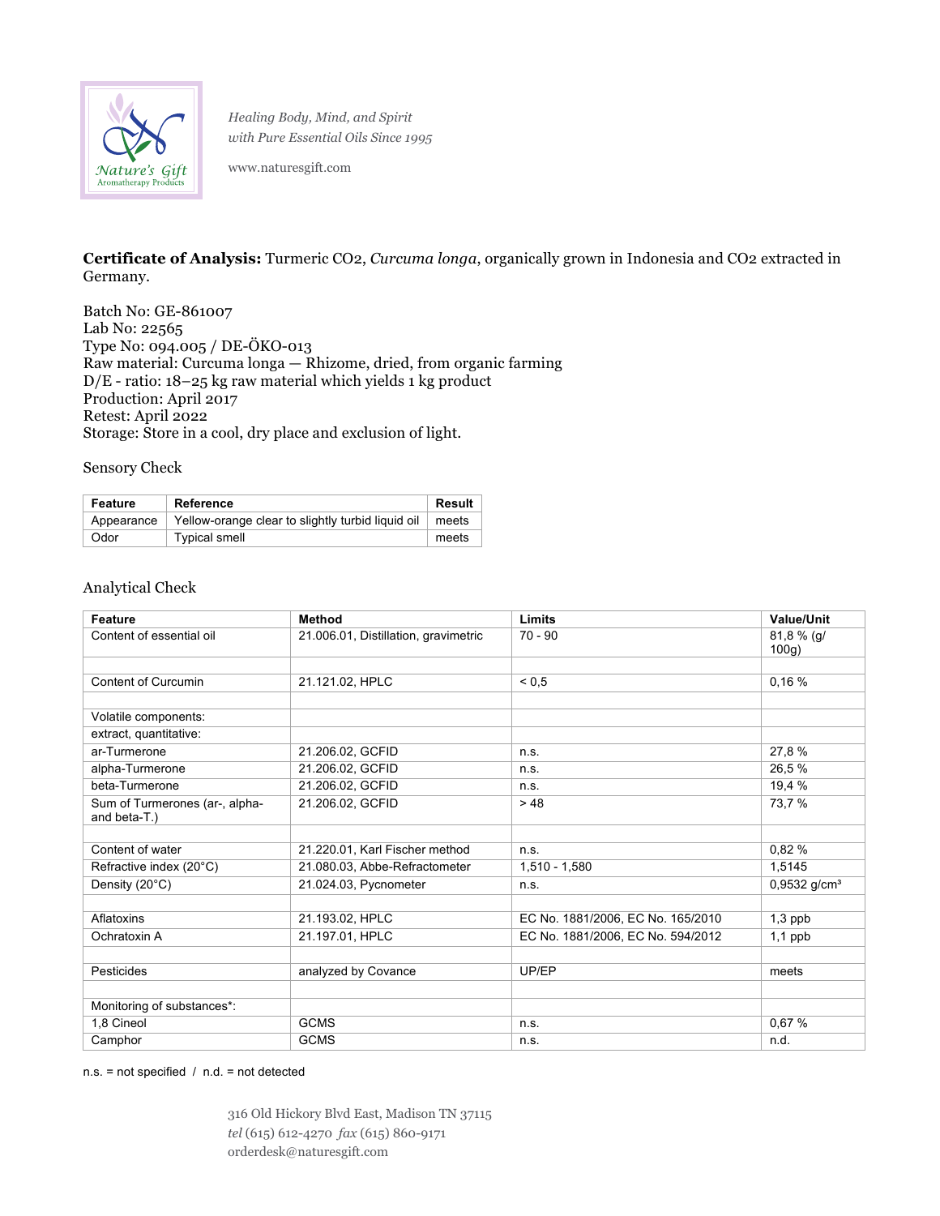Healing Body, Mind, and Spirit
with Pure Essential Oils Since 1995

www.naturesgift.com

**Certificate of Analysis:** Turmeric CO2, *Curcuma longa*, organically grown in Indonesia and CO2 extracted in Germany.

Batch No: GE-861007
Lab No: 22565
Type No: 094.005 / DE-ÖKO-013
Raw material: Curcuma longa — Rhizome, dried, from organic farming
D/E - ratio: 18–25 kg raw material which yields 1 kg product
Production: April 2017
Retest: April 2022
Storage: Store in a cool, dry place and exclusion of light.

Sensory Check

| Feature | Reference | Result |
|---|---|---|
| Appearance | Yellow-orange clear to slightly turbid liquid oil | meets |
| Odor | Typical smell | meets |

Analytical Check

| Feature | Method | Limits | Value/Unit |
|---|---|---|---|
| Content of essential oil | 21.006.01, Distillation, gravimetric | 70 - 90 | 81,8 % (g/ 100g) |
| | | | |
| Content of Curcumin | 21.121.02, HPLC | < 0,5 | 0,16 % |
| | | | |
| Volatile components: | | | |
| extract, quantitative: | | | |
| ar-Turmerone | 21.206.02, GCFID | n.s. | 27,8 % |
| alpha-Turmerone | 21.206.02, GCFID | n.s. | 26,5 % |
| beta-Turmerone | 21.206.02, GCFID | n.s. | 19,4 % |
| Sum of Turmerones (ar-, alpha- and beta-T.) | 21.206.02, GCFID | > 48 | 73,7 % |
| | | | |
| Content of water | 21.220.01, Karl Fischer method | n.s. | 0,82 % |
| Refractive index (20°C) | 21.080.03, Abbe-Refractometer | 1,510 - 1,580 | 1,5145 |
| Density (20°C) | 21.024.03, Pycnometer | n.s. | 0,9532 g/cm³ |
| | | | |
| Aflatoxins | 21.193.02, HPLC | EC No. 1881/2006, EC No. 165/2010 | 1,3 ppb |
| Ochratoxin A | 21.197.01, HPLC | EC No. 1881/2006, EC No. 594/2012 | 1,1 ppb |
| | | | |
| Pesticides | analyzed by Covance | UP/EP | meets |
| | | | |
| Monitoring of substances*: | | | |
| 1,8 Cineol | GCMS | n.s. | 0,67 % |
| Camphor | GCMS | n.s. | n.d. |

n.s. = not specified / n.d. = not detected

316 Old Hickory Blvd East, Madison TN 37115
*tel* (615) 612-4270 *fax* (615) 860-9171
orderdesk@naturesgift.com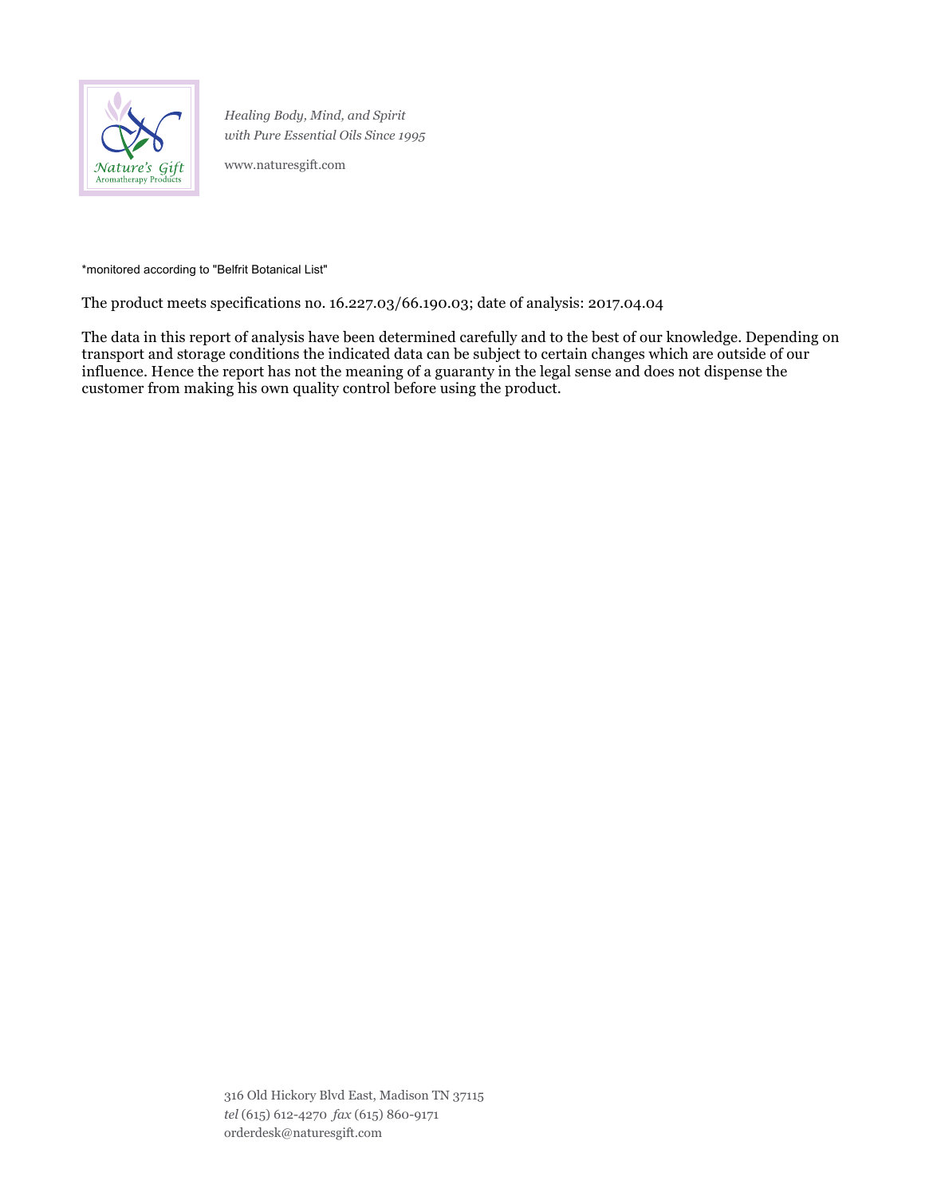*Healing Body, Mind, and Spirit*
*with Pure Essential Oils Since 1995*

www.naturesgift.com

*monitored according to "Belfrit Botanical List"

The product meets specifications no. 16.227.03/66.190.03; date of analysis: 2017.04.04

The data in this report of analysis have been determined carefully and to the best of our knowledge. Depending on transport and storage conditions the indicated data can be subject to certain changes which are outside of our influence. Hence the report has not the meaning of a guaranty in the legal sense and does not dispense the customer from making his own quality control before using the product.

316 Old Hickory Blvd East, Madison TN 37115
*tel* (615) 612-4270 *fax* (615) 860-9171
orderdesk@naturesgift.com